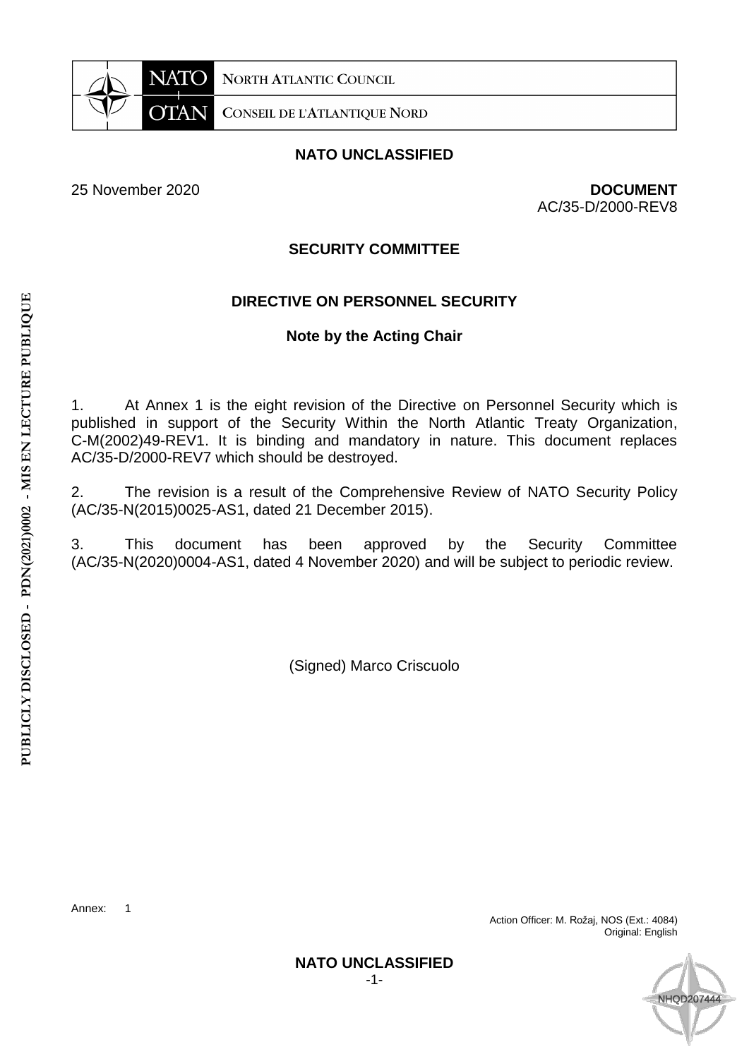NORTH ATLANTIC COUNCIL

CONSEIL DE L'ATLANTIQUE NORD

**NATO UNCLASSIFIED**

25 November 2020

**DOCUMENT**
AC/35-D/2000-REV8

**SECURITY COMMITTEE**

**DIRECTIVE ON PERSONNEL SECURITY**

**Note by the Acting Chair**

1. At Annex 1 is the eight revision of the Directive on Personnel Security which is published in support of the Security Within the North Atlantic Treaty Organization, C-M(2002)49-REV1. It is binding and mandatory in nature. This document replaces AC/35-D/2000-REV7 which should be destroyed.

2. The revision is a result of the Comprehensive Review of NATO Security Policy (AC/35-N(2015)0025-AS1, dated 21 December 2015).

3. This document has been approved by the Security Committee (AC/35-N(2020)0004-AS1, dated 4 November 2020) and will be subject to periodic review.

(Signed) Marco Criscuolo

Annex: 1

Action Officer: M. Rožaj, NOS (Ext.: 4084)
Original: English

**NATO UNCLASSIFIED**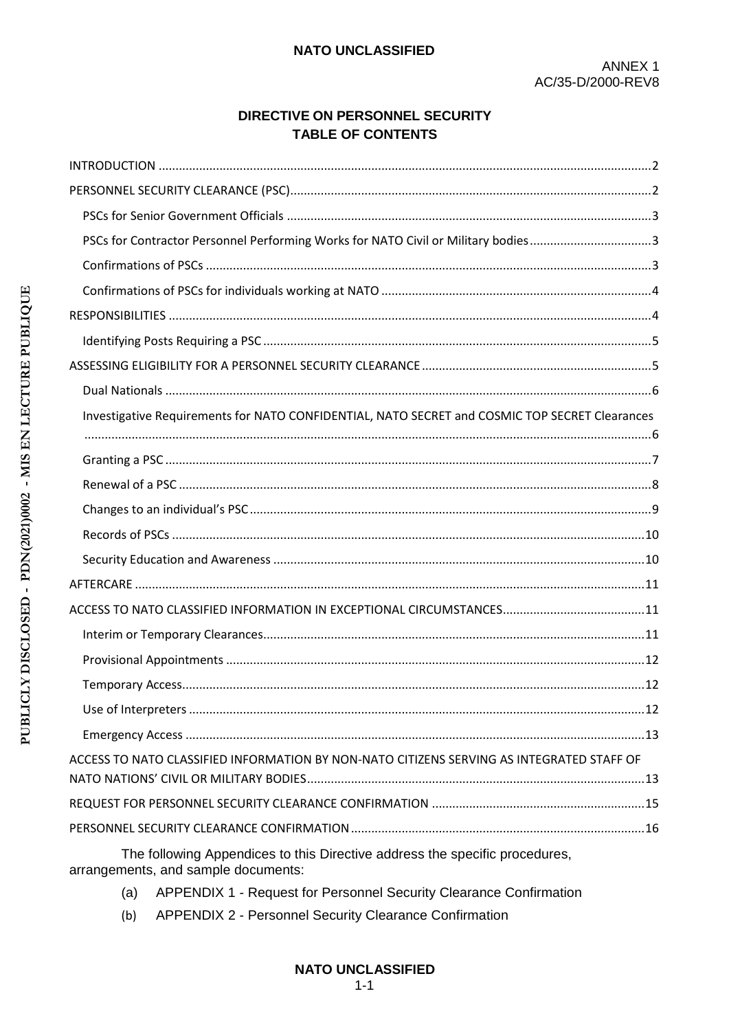ANNEX 1
AC/35-D/2000-REV8

# DIRECTIVE ON PERSONNEL SECURITY

## TABLE OF CONTENTS

INTRODUCTION ..... 2

PERSONNEL SECURITY CLEARANCE (PSC) ..... 2

- PSCs for Senior Government Officials ..... 3
- PSCs for Contractor Personnel Performing Works for NATO Civil or Military bodies ..... 3
- Confirmations of PSCs ..... 3
- Confirmations of PSCs for individuals working at NATO ..... 4

RESPONSIBILITIES ..... 4

- Identifying Posts Requiring a PSC ..... 5

ASSESSING ELIGIBILITY FOR A PERSONNEL SECURITY CLEARANCE ..... 5

- Dual Nationals ..... 6
- Investigative Requirements for NATO CONFIDENTIAL, NATO SECRET and COSMIC TOP SECRET Clearances ..... 6
- Granting a PSC ..... 7
- Renewal of a PSC ..... 8
- Changes to an individual's PSC ..... 9
- Records of PSCs ..... 10
- Security Education and Awareness ..... 10

AFTERCARE ..... 11

ACCESS TO NATO CLASSIFIED INFORMATION IN EXCEPTIONAL CIRCUMSTANCES ..... 11

- Interim or Temporary Clearances ..... 11
- Provisional Appointments ..... 12
- Temporary Access ..... 12
- Use of Interpreters ..... 12
- Emergency Access ..... 13

ACCESS TO NATO CLASSIFIED INFORMATION BY NON-NATO CITIZENS SERVING AS INTEGRATED STAFF OF NATO NATIONS' CIVIL OR MILITARY BODIES ..... 13

REQUEST FOR PERSONNEL SECURITY CLEARANCE CONFIRMATION ..... 15

PERSONNEL SECURITY CLEARANCE CONFIRMATION ..... 16

The following Appendices to this Directive address the specific procedures, arrangements, and sample documents:

(a) APPENDIX 1 - Request for Personnel Security Clearance Confirmation

(b) APPENDIX 2 - Personnel Security Clearance Confirmation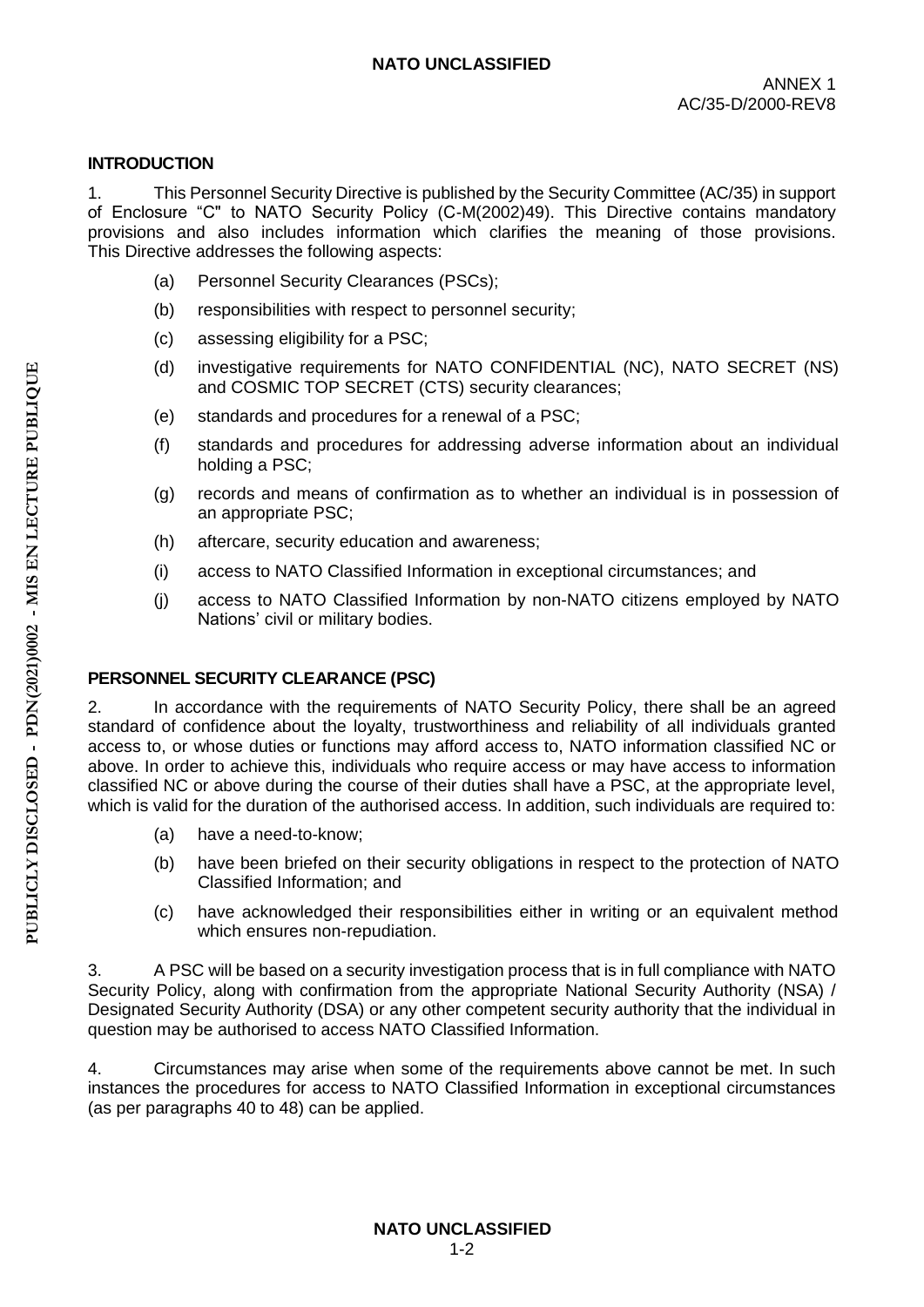## INTRODUCTION

1. This Personnel Security Directive is published by the Security Committee (AC/35) in support of Enclosure "C" to NATO Security Policy (C-M(2002)49). This Directive contains mandatory provisions and also includes information which clarifies the meaning of those provisions. This Directive addresses the following aspects:

   (a) Personnel Security Clearances (PSCs);

   (b) responsibilities with respect to personnel security;

   (c) assessing eligibility for a PSC;

   (d) investigative requirements for NATO CONFIDENTIAL (NC), NATO SECRET (NS) and COSMIC TOP SECRET (CTS) security clearances;

   (e) standards and procedures for a renewal of a PSC;

   (f) standards and procedures for addressing adverse information about an individual holding a PSC;

   (g) records and means of confirmation as to whether an individual is in possession of an appropriate PSC;

   (h) aftercare, security education and awareness;

   (i) access to NATO Classified Information in exceptional circumstances; and

   (j) access to NATO Classified Information by non-NATO citizens employed by NATO Nations' civil or military bodies.

## PERSONNEL SECURITY CLEARANCE (PSC)

2. In accordance with the requirements of NATO Security Policy, there shall be an agreed standard of confidence about the loyalty, trustworthiness and reliability of all individuals granted access to, or whose duties or functions may afford access to, NATO information classified NC or above. In order to achieve this, individuals who require access or may have access to information classified NC or above during the course of their duties shall have a PSC, at the appropriate level, which is valid for the duration of the authorised access. In addition, such individuals are required to:

   (a) have a need-to-know;

   (b) have been briefed on their security obligations in respect to the protection of NATO Classified Information; and

   (c) have acknowledged their responsibilities either in writing or an equivalent method which ensures non-repudiation.

3. A PSC will be based on a security investigation process that is in full compliance with NATO Security Policy, along with confirmation from the appropriate National Security Authority (NSA) / Designated Security Authority (DSA) or any other competent security authority that the individual in question may be authorised to access NATO Classified Information.

4. Circumstances may arise when some of the requirements above cannot be met. In such instances the procedures for access to NATO Classified Information in exceptional circumstances (as per paragraphs 40 to 48) can be applied.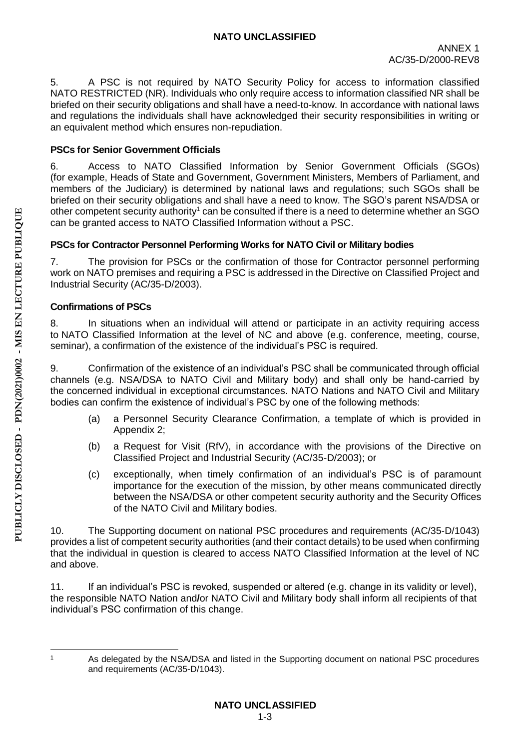5. A PSC is not required by NATO Security Policy for access to information classified NATO RESTRICTED (NR). Individuals who only require access to information classified NR shall be briefed on their security obligations and shall have a need-to-know. In accordance with national laws and regulations the individuals shall have acknowledged their security responsibilities in writing or an equivalent method which ensures non-repudiation.

**PSCs for Senior Government Officials**

6. Access to NATO Classified Information by Senior Government Officials (SGOs) (for example, Heads of State and Government, Government Ministers, Members of Parliament, and members of the Judiciary) is determined by national laws and regulations; such SGOs shall be briefed on their security obligations and shall have a need to know. The SGO's parent NSA/DSA or other competent security authority[1] can be consulted if there is a need to determine whether an SGO can be granted access to NATO Classified Information without a PSC.

**PSCs for Contractor Personnel Performing Works for NATO Civil or Military bodies**

7. The provision for PSCs or the confirmation of those for Contractor personnel performing work on NATO premises and requiring a PSC is addressed in the Directive on Classified Project and Industrial Security (AC/35-D/2003).

**Confirmations of PSCs**

8. In situations when an individual will attend or participate in an activity requiring access to NATO Classified Information at the level of NC and above (e.g. conference, meeting, course, seminar), a confirmation of the existence of the individual's PSC is required.

9. Confirmation of the existence of an individual's PSC shall be communicated through official channels (e.g. NSA/DSA to NATO Civil and Military body) and shall only be hand-carried by the concerned individual in exceptional circumstances. NATO Nations and NATO Civil and Military bodies can confirm the existence of individual's PSC by one of the following methods:

(a) a Personnel Security Clearance Confirmation, a template of which is provided in Appendix 2;

(b) a Request for Visit (RfV), in accordance with the provisions of the Directive on Classified Project and Industrial Security (AC/35-D/2003); or

(c) exceptionally, when timely confirmation of an individual's PSC is of paramount importance for the execution of the mission, by other means communicated directly between the NSA/DSA or other competent security authority and the Security Offices of the NATO Civil and Military bodies.

10. The Supporting document on national PSC procedures and requirements (AC/35-D/1043) provides a list of competent security authorities (and their contact details) to be used when confirming that the individual in question is cleared to access NATO Classified Information at the level of NC and above.

11. If an individual's PSC is revoked, suspended or altered (e.g. change in its validity or level), the responsible NATO Nation and/or NATO Civil and Military body shall inform all recipients of that individual's PSC confirmation of this change.

[1] As delegated by the NSA/DSA and listed in the Supporting document on national PSC procedures and requirements (AC/35-D/1043).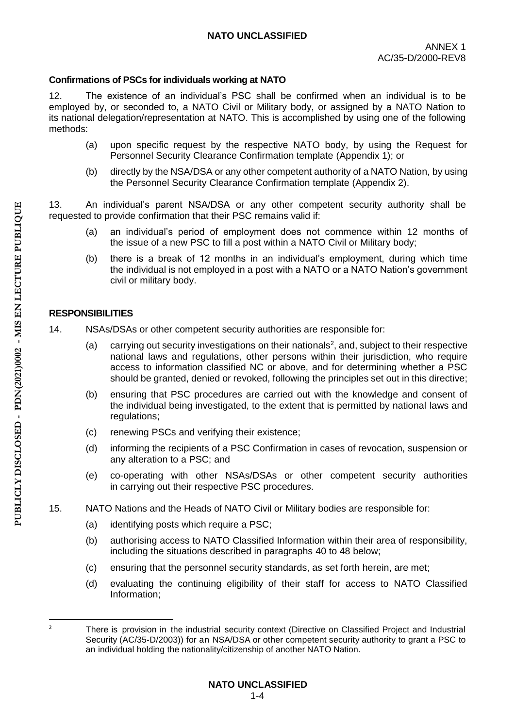**Confirmations of PSCs for individuals working at NATO**

12. The existence of an individual's PSC shall be confirmed when an individual is to be employed by, or seconded to, a NATO Civil or Military body, or assigned by a NATO Nation to its national delegation/representation at NATO. This is accomplished by using one of the following methods:

(a) upon specific request by the respective NATO body, by using the Request for Personnel Security Clearance Confirmation template (Appendix 1); or

(b) directly by the NSA/DSA or any other competent authority of a NATO Nation, by using the Personnel Security Clearance Confirmation template (Appendix 2).

13. An individual's parent NSA/DSA or any other competent security authority shall be requested to provide confirmation that their PSC remains valid if:

(a) an individual's period of employment does not commence within 12 months of the issue of a new PSC to fill a post within a NATO Civil or Military body;

(b) there is a break of 12 months in an individual's employment, during which time the individual is not employed in a post with a NATO or a NATO Nation's government civil or military body.

## RESPONSIBILITIES

14. NSAs/DSAs or other competent security authorities are responsible for:

(a) carrying out security investigations on their nationals[2], and, subject to their respective national laws and regulations, other persons within their jurisdiction, who require access to information classified NC or above, and for determining whether a PSC should be granted, denied or revoked, following the principles set out in this directive;

(b) ensuring that PSC procedures are carried out with the knowledge and consent of the individual being investigated, to the extent that is permitted by national laws and regulations;

(c) renewing PSCs and verifying their existence;

(d) informing the recipients of a PSC Confirmation in cases of revocation, suspension or any alteration to a PSC; and

(e) co-operating with other NSAs/DSAs or other competent security authorities in carrying out their respective PSC procedures.

15. NATO Nations and the Heads of NATO Civil or Military bodies are responsible for:

(a) identifying posts which require a PSC;

(b) authorising access to NATO Classified Information within their area of responsibility, including the situations described in paragraphs 40 to 48 below;

(c) ensuring that the personnel security standards, as set forth herein, are met;

(d) evaluating the continuing eligibility of their staff for access to NATO Classified Information;

[2] There is provision in the industrial security context (Directive on Classified Project and Industrial Security (AC/35-D/2003)) for an NSA/DSA or other competent security authority to grant a PSC to an individual holding the nationality/citizenship of another NATO Nation.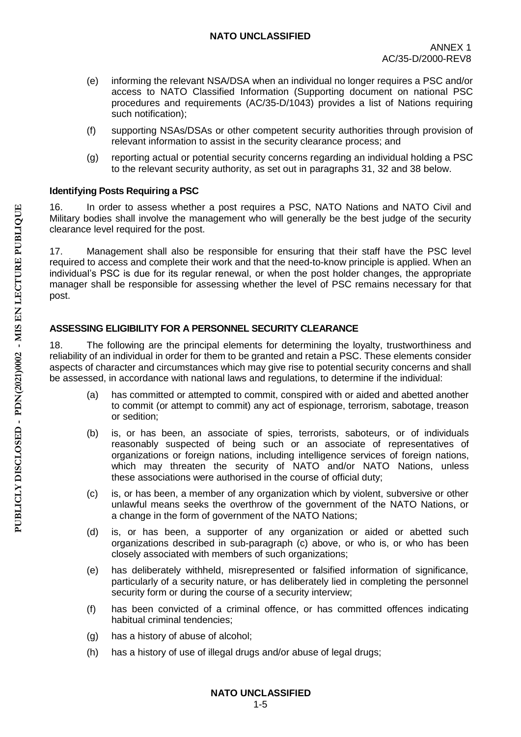(e) informing the relevant NSA/DSA when an individual no longer requires a PSC and/or access to NATO Classified Information (Supporting document on national PSC procedures and requirements (AC/35-D/1043) provides a list of Nations requiring such notification);

(f) supporting NSAs/DSAs or other competent security authorities through provision of relevant information to assist in the security clearance process; and

(g) reporting actual or potential security concerns regarding an individual holding a PSC to the relevant security authority, as set out in paragraphs 31, 32 and 38 below.

**Identifying Posts Requiring a PSC**

16. In order to assess whether a post requires a PSC, NATO Nations and NATO Civil and Military bodies shall involve the management who will generally be the best judge of the security clearance level required for the post.

17. Management shall also be responsible for ensuring that their staff have the PSC level required to access and complete their work and that the need-to-know principle is applied. When an individual's PSC is due for its regular renewal, or when the post holder changes, the appropriate manager shall be responsible for assessing whether the level of PSC remains necessary for that post.

## ASSESSING ELIGIBILITY FOR A PERSONNEL SECURITY CLEARANCE

18. The following are the principal elements for determining the loyalty, trustworthiness and reliability of an individual in order for them to be granted and retain a PSC. These elements consider aspects of character and circumstances which may give rise to potential security concerns and shall be assessed, in accordance with national laws and regulations, to determine if the individual:

(a) has committed or attempted to commit, conspired with or aided and abetted another to commit (or attempt to commit) any act of espionage, terrorism, sabotage, treason or sedition;

(b) is, or has been, an associate of spies, terrorists, saboteurs, or of individuals reasonably suspected of being such or an associate of representatives of organizations or foreign nations, including intelligence services of foreign nations, which may threaten the security of NATO and/or NATO Nations, unless these associations were authorised in the course of official duty;

(c) is, or has been, a member of any organization which by violent, subversive or other unlawful means seeks the overthrow of the government of the NATO Nations, or a change in the form of government of the NATO Nations;

(d) is, or has been, a supporter of any organization or aided or abetted such organizations described in sub-paragraph (c) above, or who is, or who has been closely associated with members of such organizations;

(e) has deliberately withheld, misrepresented or falsified information of significance, particularly of a security nature, or has deliberately lied in completing the personnel security form or during the course of a security interview;

(f) has been convicted of a criminal offence, or has committed offences indicating habitual criminal tendencies;

(g) has a history of abuse of alcohol;

(h) has a history of use of illegal drugs and/or abuse of legal drugs;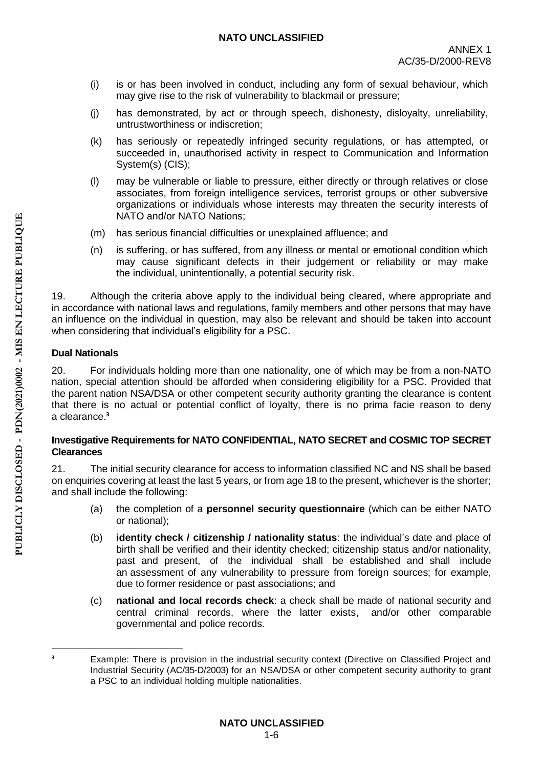(i) is or has been involved in conduct, including any form of sexual behaviour, which may give rise to the risk of vulnerability to blackmail or pressure;

(j) has demonstrated, by act or through speech, dishonesty, disloyalty, unreliability, untrustworthiness or indiscretion;

(k) has seriously or repeatedly infringed security regulations, or has attempted, or succeeded in, unauthorised activity in respect to Communication and Information System(s) (CIS);

(l) may be vulnerable or liable to pressure, either directly or through relatives or close associates, from foreign intelligence services, terrorist groups or other subversive organizations or individuals whose interests may threaten the security interests of NATO and/or NATO Nations;

(m) has serious financial difficulties or unexplained affluence; and

(n) is suffering, or has suffered, from any illness or mental or emotional condition which may cause significant defects in their judgement or reliability or may make the individual, unintentionally, a potential security risk.

19. Although the criteria above apply to the individual being cleared, where appropriate and in accordance with national laws and regulations, family members and other persons that may have an influence on the individual in question, may also be relevant and should be taken into account when considering that individual's eligibility for a PSC.

**Dual Nationals**

20. For individuals holding more than one nationality, one of which may be from a non-NATO nation, special attention should be afforded when considering eligibility for a PSC. Provided that the parent nation NSA/DSA or other competent security authority granting the clearance is content that there is no actual or potential conflict of loyalty, there is no prima facie reason to deny a clearance.[3]

**Investigative Requirements for NATO CONFIDENTIAL, NATO SECRET and COSMIC TOP SECRET Clearances**

21. The initial security clearance for access to information classified NC and NS shall be based on enquiries covering at least the last 5 years, or from age 18 to the present, whichever is the shorter; and shall include the following:

(a) the completion of a **personnel security questionnaire** (which can be either NATO or national);

(b) **identity check / citizenship / nationality status**: the individual's date and place of birth shall be verified and their identity checked; citizenship status and/or nationality, past and present, of the individual shall be established and shall include an assessment of any vulnerability to pressure from foreign sources; for example, due to former residence or past associations; and

(c) **national and local records check**: a check shall be made of national security and central criminal records, where the latter exists, and/or other comparable governmental and police records.

---

[3] Example: There is provision in the industrial security context (Directive on Classified Project and Industrial Security (AC/35-D/2003) for an NSA/DSA or other competent security authority to grant a PSC to an individual holding multiple nationalities.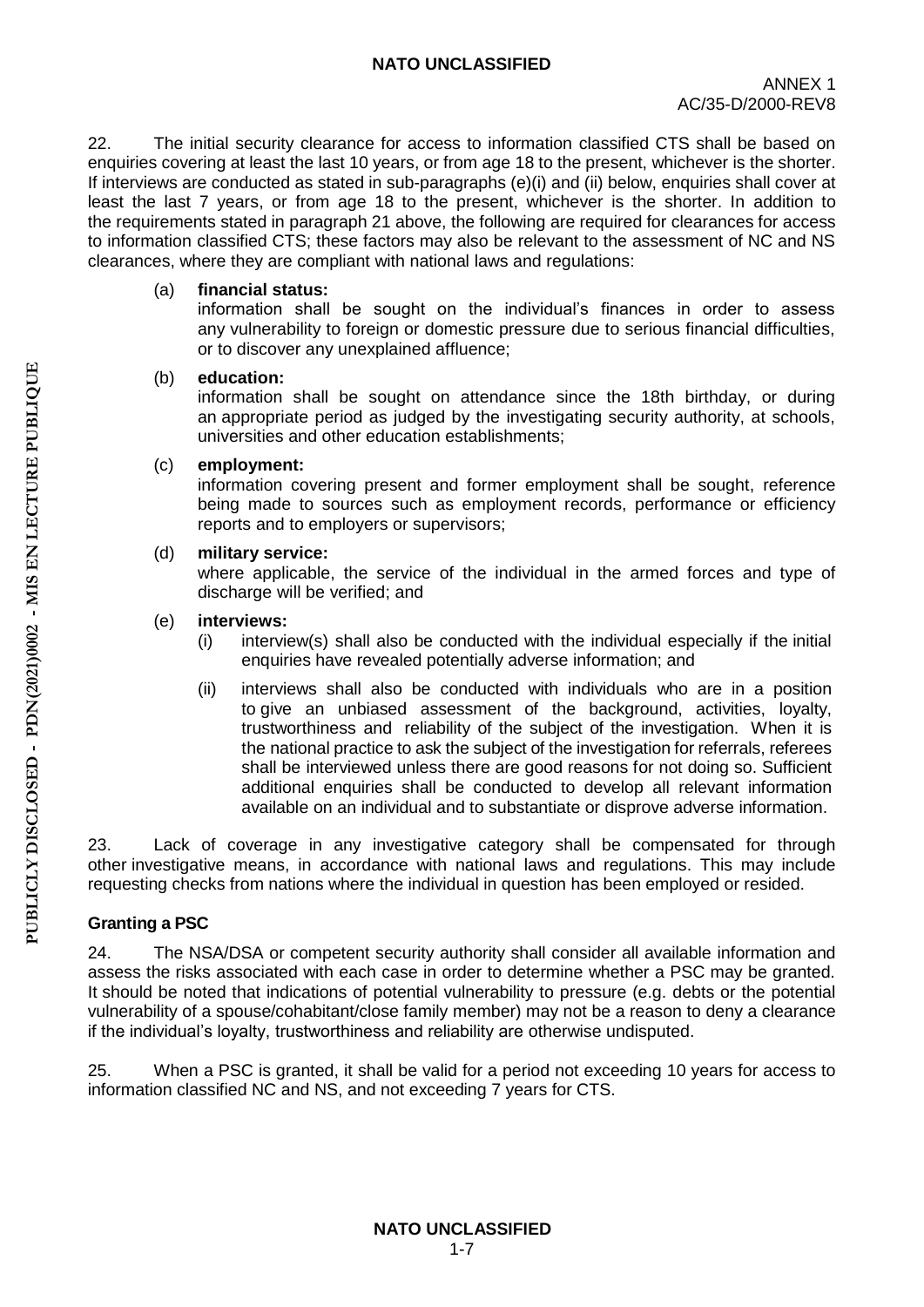22. The initial security clearance for access to information classified CTS shall be based on enquiries covering at least the last 10 years, or from age 18 to the present, whichever is the shorter. If interviews are conducted as stated in sub-paragraphs (e)(i) and (ii) below, enquiries shall cover at least the last 7 years, or from age 18 to the present, whichever is the shorter. In addition to the requirements stated in paragraph 21 above, the following are required for clearances for access to information classified CTS; these factors may also be relevant to the assessment of NC and NS clearances, where they are compliant with national laws and regulations:

(a) **financial status:**
information shall be sought on the individual's finances in order to assess any vulnerability to foreign or domestic pressure due to serious financial difficulties, or to discover any unexplained affluence;

(b) **education:**
information shall be sought on attendance since the 18th birthday, or during an appropriate period as judged by the investigating security authority, at schools, universities and other education establishments;

(c) **employment:**
information covering present and former employment shall be sought, reference being made to sources such as employment records, performance or efficiency reports and to employers or supervisors;

(d) **military service:**
where applicable, the service of the individual in the armed forces and type of discharge will be verified; and

(e) **interviews:**

(i) interview(s) shall also be conducted with the individual especially if the initial enquiries have revealed potentially adverse information; and

(ii) interviews shall also be conducted with individuals who are in a position to give an unbiased assessment of the background, activities, loyalty, trustworthiness and reliability of the subject of the investigation. When it is the national practice to ask the subject of the investigation for referrals, referees shall be interviewed unless there are good reasons for not doing so. Sufficient additional enquiries shall be conducted to develop all relevant information available on an individual and to substantiate or disprove adverse information.

23. Lack of coverage in any investigative category shall be compensated for through other investigative means, in accordance with national laws and regulations. This may include requesting checks from nations where the individual in question has been employed or resided.

**Granting a PSC**

24. The NSA/DSA or competent security authority shall consider all available information and assess the risks associated with each case in order to determine whether a PSC may be granted. It should be noted that indications of potential vulnerability to pressure (e.g. debts or the potential vulnerability of a spouse/cohabitant/close family member) may not be a reason to deny a clearance if the individual's loyalty, trustworthiness and reliability are otherwise undisputed.

25. When a PSC is granted, it shall be valid for a period not exceeding 10 years for access to information classified NC and NS, and not exceeding 7 years for CTS.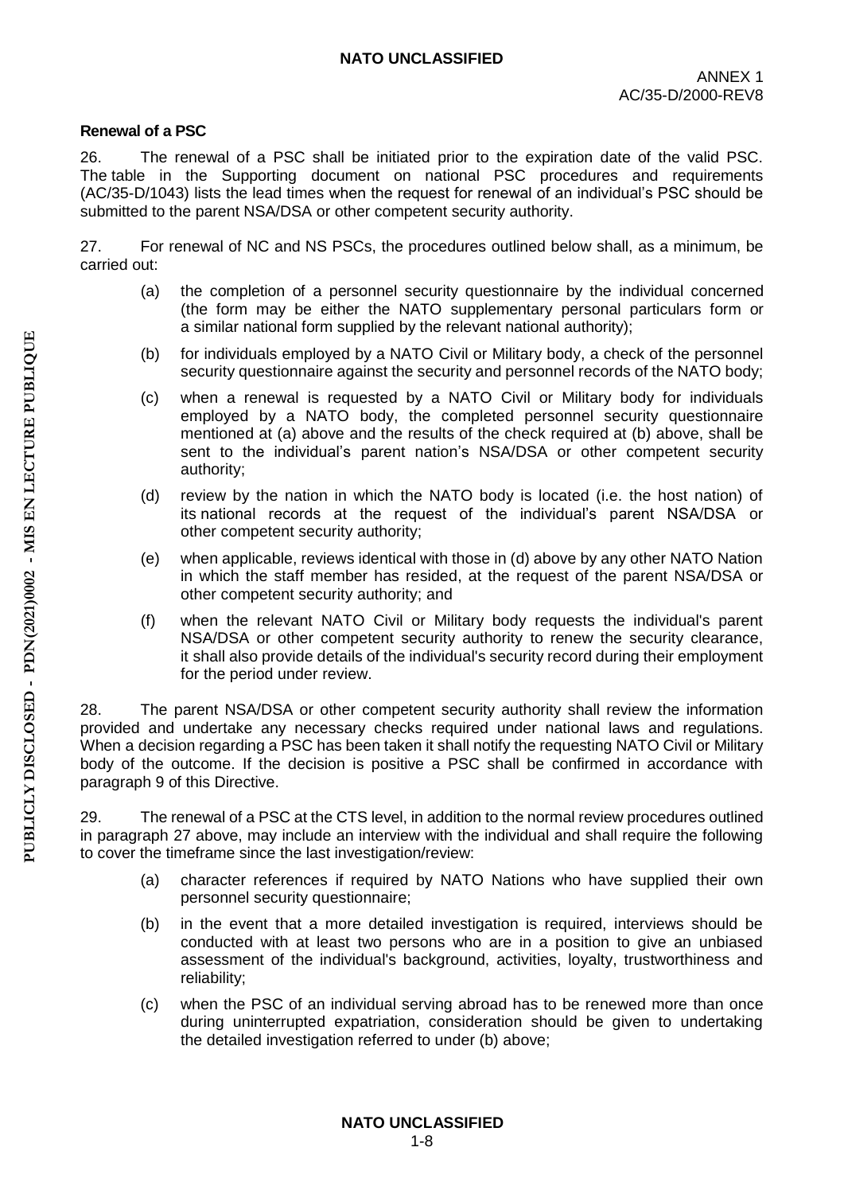**Renewal of a PSC**

26. The renewal of a PSC shall be initiated prior to the expiration date of the valid PSC. The table in the Supporting document on national PSC procedures and requirements (AC/35-D/1043) lists the lead times when the request for renewal of an individual's PSC should be submitted to the parent NSA/DSA or other competent security authority.

27. For renewal of NC and NS PSCs, the procedures outlined below shall, as a minimum, be carried out:

(a) the completion of a personnel security questionnaire by the individual concerned (the form may be either the NATO supplementary personal particulars form or a similar national form supplied by the relevant national authority);

(b) for individuals employed by a NATO Civil or Military body, a check of the personnel security questionnaire against the security and personnel records of the NATO body;

(c) when a renewal is requested by a NATO Civil or Military body for individuals employed by a NATO body, the completed personnel security questionnaire mentioned at (a) above and the results of the check required at (b) above, shall be sent to the individual's parent nation's NSA/DSA or other competent security authority;

(d) review by the nation in which the NATO body is located (i.e. the host nation) of its national records at the request of the individual's parent NSA/DSA or other competent security authority;

(e) when applicable, reviews identical with those in (d) above by any other NATO Nation in which the staff member has resided, at the request of the parent NSA/DSA or other competent security authority; and

(f) when the relevant NATO Civil or Military body requests the individual's parent NSA/DSA or other competent security authority to renew the security clearance, it shall also provide details of the individual's security record during their employment for the period under review.

28. The parent NSA/DSA or other competent security authority shall review the information provided and undertake any necessary checks required under national laws and regulations. When a decision regarding a PSC has been taken it shall notify the requesting NATO Civil or Military body of the outcome. If the decision is positive a PSC shall be confirmed in accordance with paragraph 9 of this Directive.

29. The renewal of a PSC at the CTS level, in addition to the normal review procedures outlined in paragraph 27 above, may include an interview with the individual and shall require the following to cover the timeframe since the last investigation/review:

(a) character references if required by NATO Nations who have supplied their own personnel security questionnaire;

(b) in the event that a more detailed investigation is required, interviews should be conducted with at least two persons who are in a position to give an unbiased assessment of the individual's background, activities, loyalty, trustworthiness and reliability;

(c) when the PSC of an individual serving abroad has to be renewed more than once during uninterrupted expatriation, consideration should be given to undertaking the detailed investigation referred to under (b) above;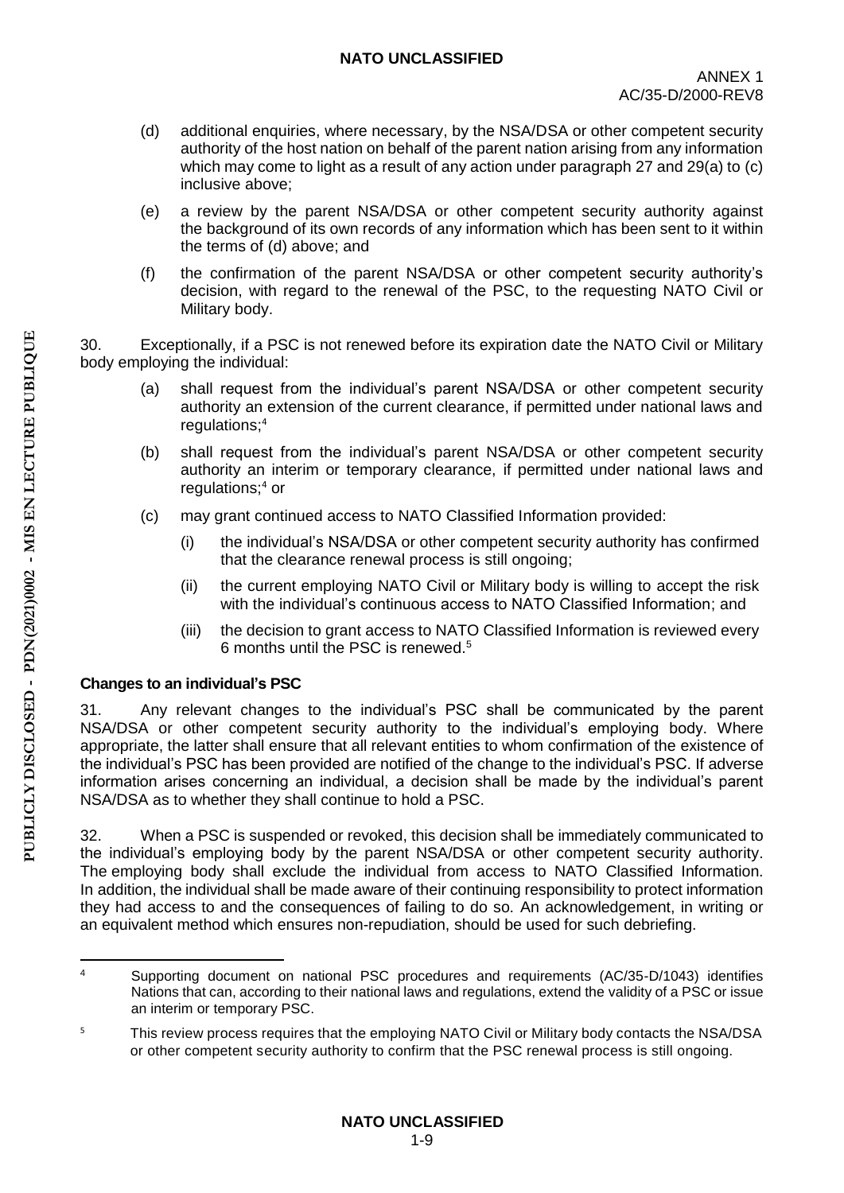(d) additional enquiries, where necessary, by the NSA/DSA or other competent security authority of the host nation on behalf of the parent nation arising from any information which may come to light as a result of any action under paragraph 27 and 29(a) to (c) inclusive above;

(e) a review by the parent NSA/DSA or other competent security authority against the background of its own records of any information which has been sent to it within the terms of (d) above; and

(f) the confirmation of the parent NSA/DSA or other competent security authority's decision, with regard to the renewal of the PSC, to the requesting NATO Civil or Military body.

30. Exceptionally, if a PSC is not renewed before its expiration date the NATO Civil or Military body employing the individual:

(a) shall request from the individual's parent NSA/DSA or other competent security authority an extension of the current clearance, if permitted under national laws and regulations;[4]

(b) shall request from the individual's parent NSA/DSA or other competent security authority an interim or temporary clearance, if permitted under national laws and regulations;[4] or

(c) may grant continued access to NATO Classified Information provided:

(i) the individual's NSA/DSA or other competent security authority has confirmed that the clearance renewal process is still ongoing;

(ii) the current employing NATO Civil or Military body is willing to accept the risk with the individual's continuous access to NATO Classified Information; and

(iii) the decision to grant access to NATO Classified Information is reviewed every 6 months until the PSC is renewed.[5]

**Changes to an individual's PSC**

31. Any relevant changes to the individual's PSC shall be communicated by the parent NSA/DSA or other competent security authority to the individual's employing body. Where appropriate, the latter shall ensure that all relevant entities to whom confirmation of the existence of the individual's PSC has been provided are notified of the change to the individual's PSC. If adverse information arises concerning an individual, a decision shall be made by the individual's parent NSA/DSA as to whether they shall continue to hold a PSC.

32. When a PSC is suspended or revoked, this decision shall be immediately communicated to the individual's employing body by the parent NSA/DSA or other competent security authority. The employing body shall exclude the individual from access to NATO Classified Information. In addition, the individual shall be made aware of their continuing responsibility to protect information they had access to and the consequences of failing to do so. An acknowledgement, in writing or an equivalent method which ensures non-repudiation, should be used for such debriefing.

[4] Supporting document on national PSC procedures and requirements (AC/35-D/1043) identifies Nations that can, according to their national laws and regulations, extend the validity of a PSC or issue an interim or temporary PSC.

[5] This review process requires that the employing NATO Civil or Military body contacts the NSA/DSA or other competent security authority to confirm that the PSC renewal process is still ongoing.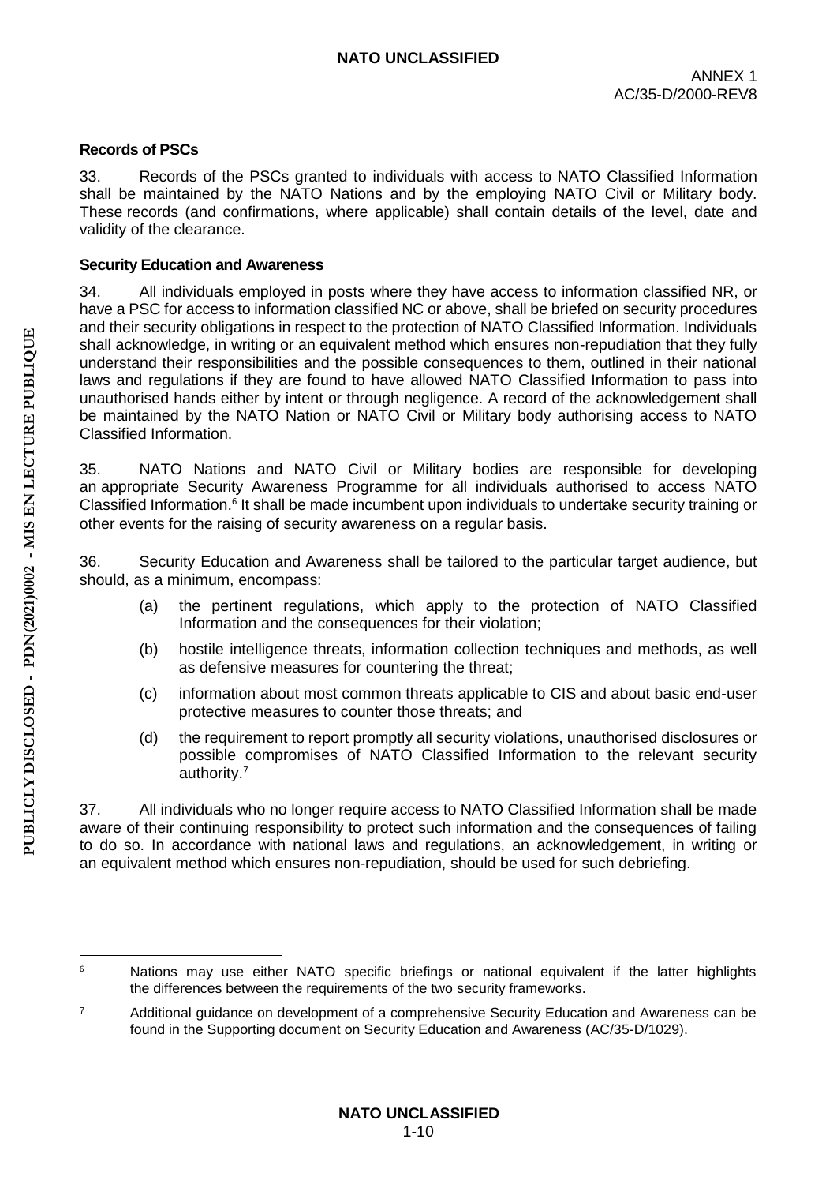### Records of PSCs

33. Records of the PSCs granted to individuals with access to NATO Classified Information shall be maintained by the NATO Nations and by the employing NATO Civil or Military body. These records (and confirmations, where applicable) shall contain details of the level, date and validity of the clearance.

### Security Education and Awareness

34. All individuals employed in posts where they have access to information classified NR, or have a PSC for access to information classified NC or above, shall be briefed on security procedures and their security obligations in respect to the protection of NATO Classified Information. Individuals shall acknowledge, in writing or an equivalent method which ensures non-repudiation that they fully understand their responsibilities and the possible consequences to them, outlined in their national laws and regulations if they are found to have allowed NATO Classified Information to pass into unauthorised hands either by intent or through negligence. A record of the acknowledgement shall be maintained by the NATO Nation or NATO Civil or Military body authorising access to NATO Classified Information.

35. NATO Nations and NATO Civil or Military bodies are responsible for developing an appropriate Security Awareness Programme for all individuals authorised to access NATO Classified Information.[6] It shall be made incumbent upon individuals to undertake security training or other events for the raising of security awareness on a regular basis.

36. Security Education and Awareness shall be tailored to the particular target audience, but should, as a minimum, encompass:

(a) the pertinent regulations, which apply to the protection of NATO Classified Information and the consequences for their violation;

(b) hostile intelligence threats, information collection techniques and methods, as well as defensive measures for countering the threat;

(c) information about most common threats applicable to CIS and about basic end-user protective measures to counter those threats; and

(d) the requirement to report promptly all security violations, unauthorised disclosures or possible compromises of NATO Classified Information to the relevant security authority.[7]

37. All individuals who no longer require access to NATO Classified Information shall be made aware of their continuing responsibility to protect such information and the consequences of failing to do so. In accordance with national laws and regulations, an acknowledgement, in writing or an equivalent method which ensures non-repudiation, should be used for such debriefing.

---

[6] Nations may use either NATO specific briefings or national equivalent if the latter highlights the differences between the requirements of the two security frameworks.

[7] Additional guidance on development of a comprehensive Security Education and Awareness can be found in the Supporting document on Security Education and Awareness (AC/35-D/1029).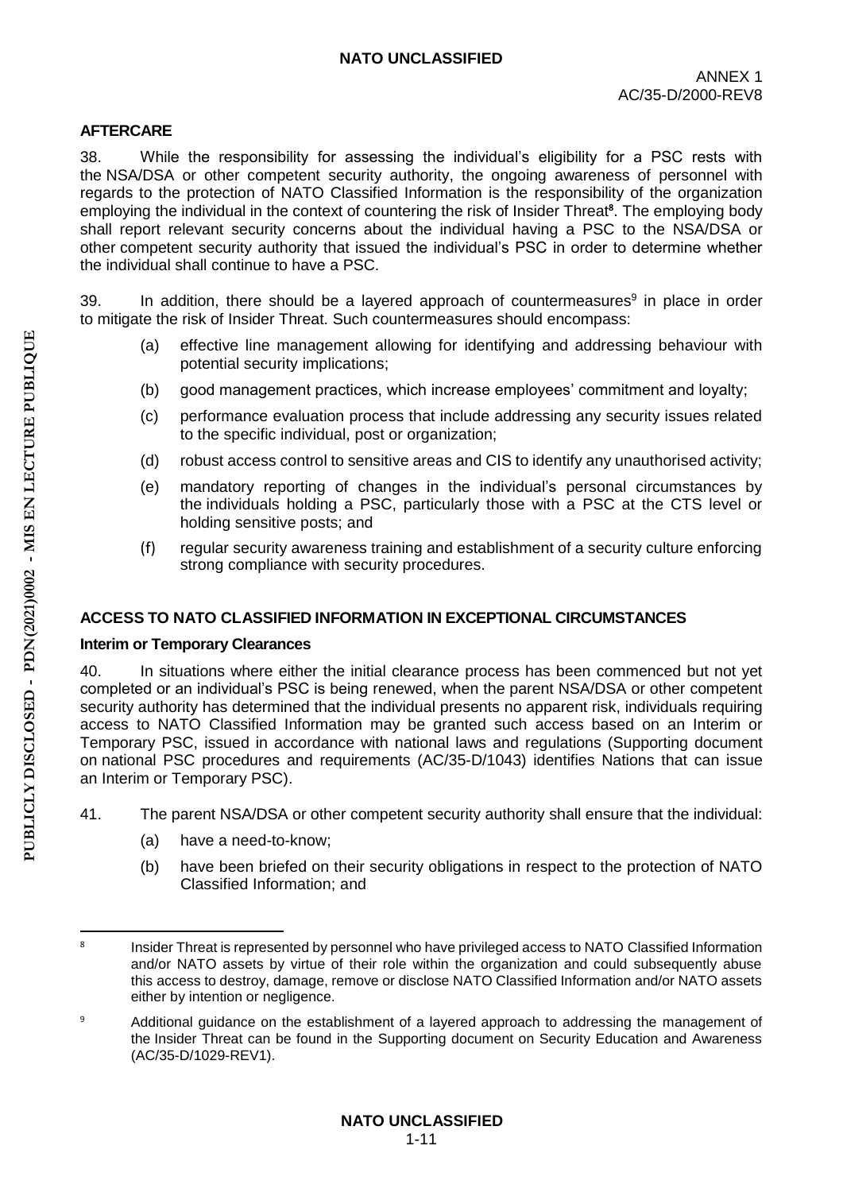## AFTERCARE

38. While the responsibility for assessing the individual's eligibility for a PSC rests with the NSA/DSA or other competent security authority, the ongoing awareness of personnel with regards to the protection of NATO Classified Information is the responsibility of the organization employing the individual in the context of countering the risk of Insider Threat[8]. The employing body shall report relevant security concerns about the individual having a PSC to the NSA/DSA or other competent security authority that issued the individual's PSC in order to determine whether the individual shall continue to have a PSC.

39. In addition, there should be a layered approach of countermeasures[9] in place in order to mitigate the risk of Insider Threat. Such countermeasures should encompass:

- (a) effective line management allowing for identifying and addressing behaviour with potential security implications;
- (b) good management practices, which increase employees' commitment and loyalty;
- (c) performance evaluation process that include addressing any security issues related to the specific individual, post or organization;
- (d) robust access control to sensitive areas and CIS to identify any unauthorised activity;
- (e) mandatory reporting of changes in the individual's personal circumstances by the individuals holding a PSC, particularly those with a PSC at the CTS level or holding sensitive posts; and
- (f) regular security awareness training and establishment of a security culture enforcing strong compliance with security procedures.

## ACCESS TO NATO CLASSIFIED INFORMATION IN EXCEPTIONAL CIRCUMSTANCES

### Interim or Temporary Clearances

40. In situations where either the initial clearance process has been commenced but not yet completed or an individual's PSC is being renewed, when the parent NSA/DSA or other competent security authority has determined that the individual presents no apparent risk, individuals requiring access to NATO Classified Information may be granted such access based on an Interim or Temporary PSC, issued in accordance with national laws and regulations (Supporting document on national PSC procedures and requirements (AC/35-D/1043) identifies Nations that can issue an Interim or Temporary PSC).

41. The parent NSA/DSA or other competent security authority shall ensure that the individual:

- (a) have a need-to-know;
- (b) have been briefed on their security obligations in respect to the protection of NATO Classified Information; and

---

[8] Insider Threat is represented by personnel who have privileged access to NATO Classified Information and/or NATO assets by virtue of their role within the organization and could subsequently abuse this access to destroy, damage, remove or disclose NATO Classified Information and/or NATO assets either by intention or negligence.

[9] Additional guidance on the establishment of a layered approach to addressing the management of the Insider Threat can be found in the Supporting document on Security Education and Awareness (AC/35-D/1029-REV1).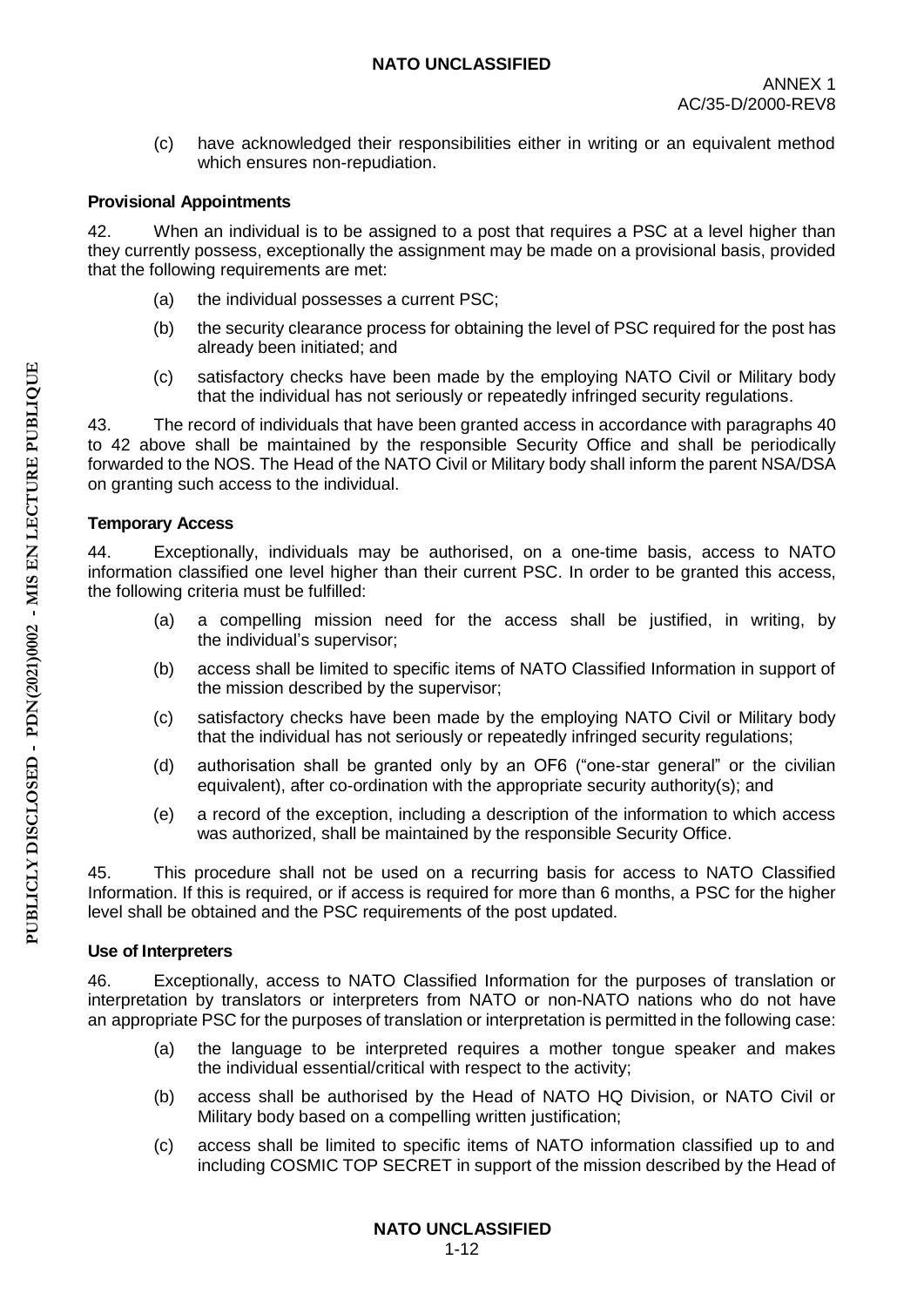(c) have acknowledged their responsibilities either in writing or an equivalent method which ensures non-repudiation.

**Provisional Appointments**

42. When an individual is to be assigned to a post that requires a PSC at a level higher than they currently possess, exceptionally the assignment may be made on a provisional basis, provided that the following requirements are met:

(a) the individual possesses a current PSC;

(b) the security clearance process for obtaining the level of PSC required for the post has already been initiated; and

(c) satisfactory checks have been made by the employing NATO Civil or Military body that the individual has not seriously or repeatedly infringed security regulations.

43. The record of individuals that have been granted access in accordance with paragraphs 40 to 42 above shall be maintained by the responsible Security Office and shall be periodically forwarded to the NOS. The Head of the NATO Civil or Military body shall inform the parent NSA/DSA on granting such access to the individual.

**Temporary Access**

44. Exceptionally, individuals may be authorised, on a one-time basis, access to NATO information classified one level higher than their current PSC. In order to be granted this access, the following criteria must be fulfilled:

(a) a compelling mission need for the access shall be justified, in writing, by the individual's supervisor;

(b) access shall be limited to specific items of NATO Classified Information in support of the mission described by the supervisor;

(c) satisfactory checks have been made by the employing NATO Civil or Military body that the individual has not seriously or repeatedly infringed security regulations;

(d) authorisation shall be granted only by an OF6 ("one-star general" or the civilian equivalent), after co-ordination with the appropriate security authority(s); and

(e) a record of the exception, including a description of the information to which access was authorized, shall be maintained by the responsible Security Office.

45. This procedure shall not be used on a recurring basis for access to NATO Classified Information. If this is required, or if access is required for more than 6 months, a PSC for the higher level shall be obtained and the PSC requirements of the post updated.

**Use of Interpreters**

46. Exceptionally, access to NATO Classified Information for the purposes of translation or interpretation by translators or interpreters from NATO or non-NATO nations who do not have an appropriate PSC for the purposes of translation or interpretation is permitted in the following case:

(a) the language to be interpreted requires a mother tongue speaker and makes the individual essential/critical with respect to the activity;

(b) access shall be authorised by the Head of NATO HQ Division, or NATO Civil or Military body based on a compelling written justification;

(c) access shall be limited to specific items of NATO information classified up to and including COSMIC TOP SECRET in support of the mission described by the Head of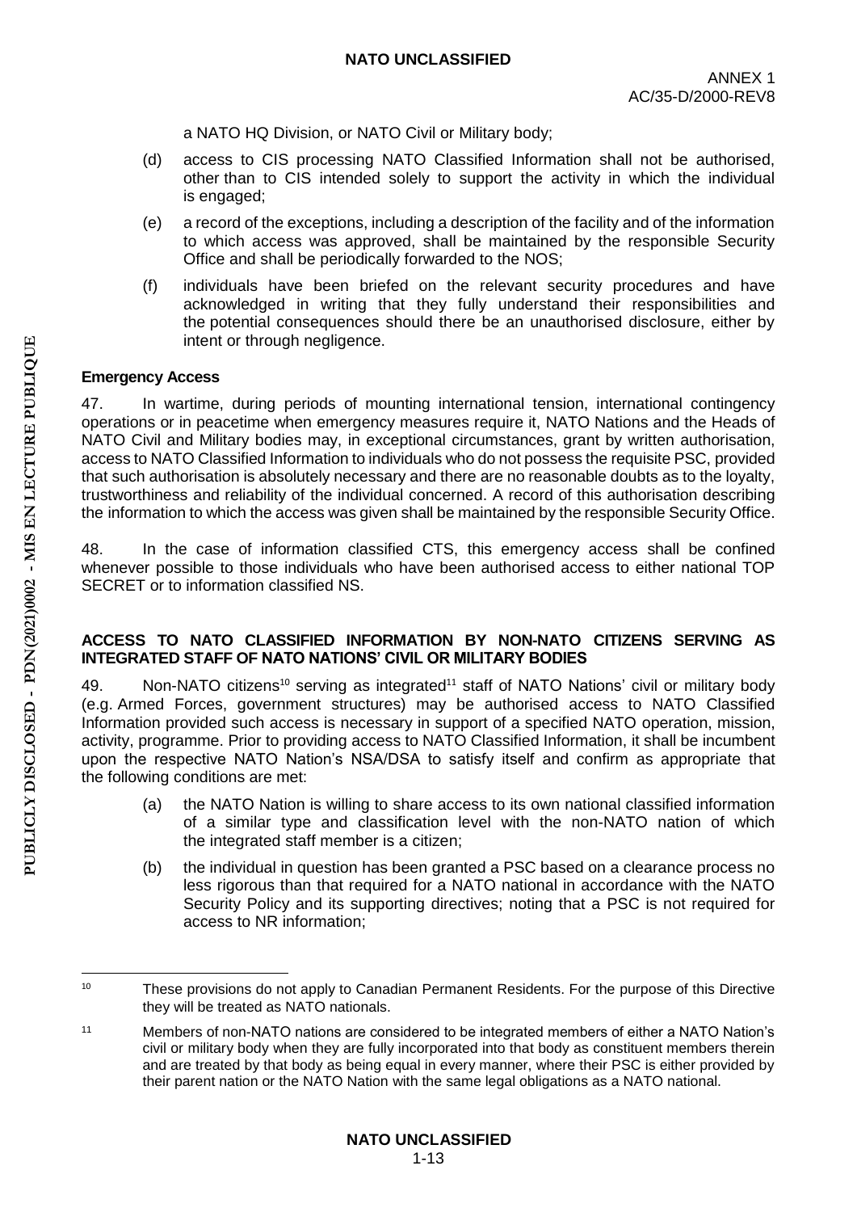a NATO HQ Division, or NATO Civil or Military body;

(d) access to CIS processing NATO Classified Information shall not be authorised, other than to CIS intended solely to support the activity in which the individual is engaged;

(e) a record of the exceptions, including a description of the facility and of the information to which access was approved, shall be maintained by the responsible Security Office and shall be periodically forwarded to the NOS;

(f) individuals have been briefed on the relevant security procedures and have acknowledged in writing that they fully understand their responsibilities and the potential consequences should there be an unauthorised disclosure, either by intent or through negligence.

**Emergency Access**

47. In wartime, during periods of mounting international tension, international contingency operations or in peacetime when emergency measures require it, NATO Nations and the Heads of NATO Civil and Military bodies may, in exceptional circumstances, grant by written authorisation, access to NATO Classified Information to individuals who do not possess the requisite PSC, provided that such authorisation is absolutely necessary and there are no reasonable doubts as to the loyalty, trustworthiness and reliability of the individual concerned. A record of this authorisation describing the information to which the access was given shall be maintained by the responsible Security Office.

48. In the case of information classified CTS, this emergency access shall be confined whenever possible to those individuals who have been authorised access to either national TOP SECRET or to information classified NS.

**ACCESS TO NATO CLASSIFIED INFORMATION BY NON-NATO CITIZENS SERVING AS INTEGRATED STAFF OF NATO NATIONS' CIVIL OR MILITARY BODIES**

49. Non-NATO citizens[10] serving as integrated[11] staff of NATO Nations' civil or military body (e.g. Armed Forces, government structures) may be authorised access to NATO Classified Information provided such access is necessary in support of a specified NATO operation, mission, activity, programme. Prior to providing access to NATO Classified Information, it shall be incumbent upon the respective NATO Nation's NSA/DSA to satisfy itself and confirm as appropriate that the following conditions are met:

(a) the NATO Nation is willing to share access to its own national classified information of a similar type and classification level with the non-NATO nation of which the integrated staff member is a citizen;

(b) the individual in question has been granted a PSC based on a clearance process no less rigorous than that required for a NATO national in accordance with the NATO Security Policy and its supporting directives; noting that a PSC is not required for access to NR information;

---

[10] These provisions do not apply to Canadian Permanent Residents. For the purpose of this Directive they will be treated as NATO nationals.

[11] Members of non-NATO nations are considered to be integrated members of either a NATO Nation's civil or military body when they are fully incorporated into that body as constituent members therein and are treated by that body as being equal in every manner, where their PSC is either provided by their parent nation or the NATO Nation with the same legal obligations as a NATO national.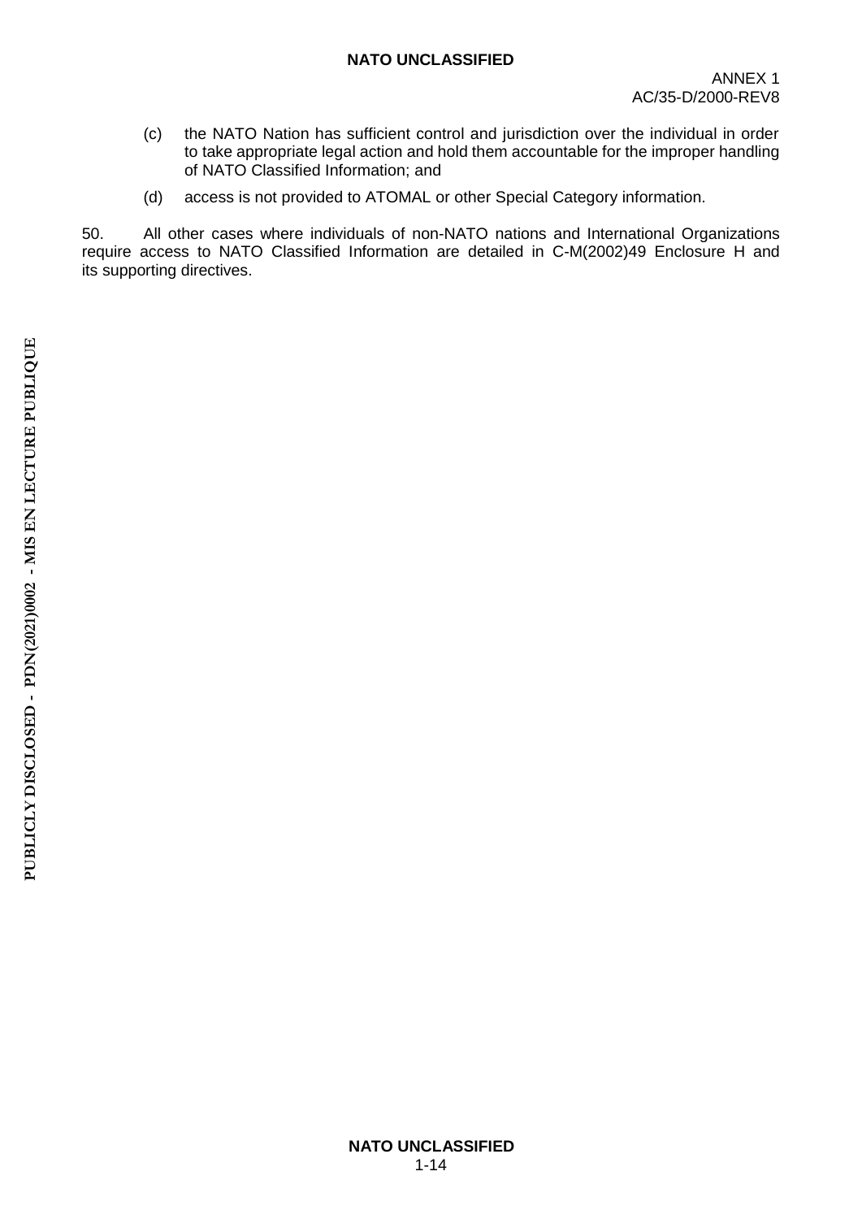(c) the NATO Nation has sufficient control and jurisdiction over the individual in order to take appropriate legal action and hold them accountable for the improper handling of NATO Classified Information; and

(d) access is not provided to ATOMAL or other Special Category information.

50. All other cases where individuals of non-NATO nations and International Organizations require access to NATO Classified Information are detailed in C-M(2002)49 Enclosure H and its supporting directives.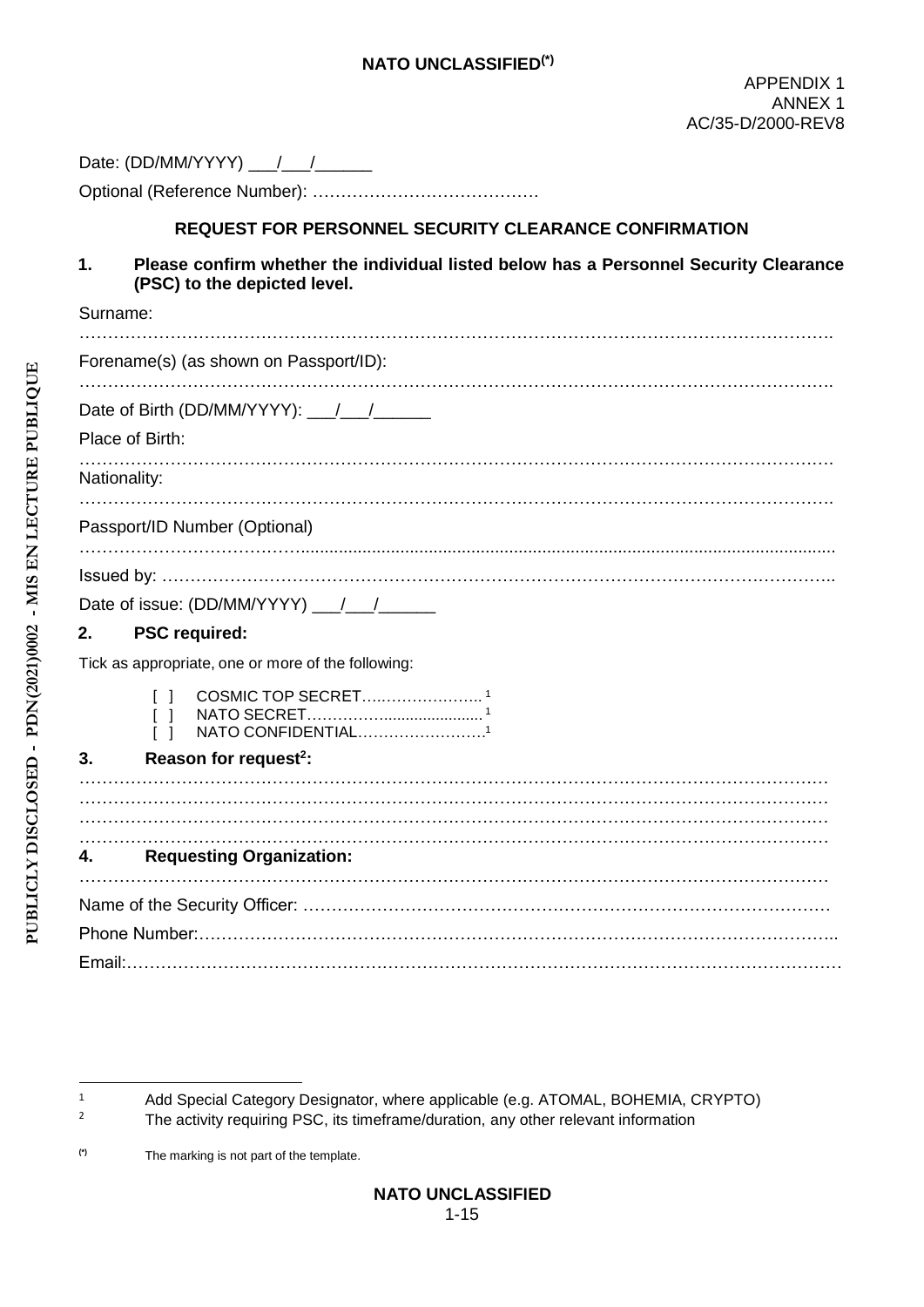APPENDIX 1
ANNEX 1
AC/35-D/2000-REV8

Date: (DD/MM/YYYY) ___/___/______

Optional (Reference Number): ………………………………….

## REQUEST FOR PERSONNEL SECURITY CLEARANCE CONFIRMATION

**1. Please confirm whether the individual listed below has a Personnel Security Clearance (PSC) to the depicted level.**

Surname:

……………………………………………………………………………………………………………….

Forename(s) (as shown on Passport/ID):

……………………………………………………………………………………………………………….

Date of Birth (DD/MM/YYYY): ___/___/______

Place of Birth:

……………………………………………………………………………………………………………….

Nationality:

……………………………………………………………………………………………………………….

Passport/ID Number (Optional)

……………………………………………………………………………………………………………….

Issued by: ……………………………………………………………………………………………………..

Date of issue: (DD/MM/YYYY) ___/___/______

**2. PSC required:**

Tick as appropriate, one or more of the following:

- [ ] COSMIC TOP SECRET………………….. [1]
- [ ] NATO SECRET……………………………. [1]
- [ ] NATO CONFIDENTIAL……………………. [1]

**3. Reason for request[2]:**

……………………………………………………………………………………………………………….
……………………………………………………………………………………………………………….
……………………………………………………………………………………………………………….
……………………………………………………………………………………………………………….

**4. Requesting Organization:**

……………………………………………………………………………………………………………….

Name of the Security Officer: ……………………………………………………………………………

Phone Number:……………………………………………………………………………………………..

Email:……………………………………………………………………………………………………….

---

[1] Add Special Category Designator, where applicable (e.g. ATOMAL, BOHEMIA, CRYPTO)

[2] The activity requiring PSC, its timeframe/duration, any other relevant information

(*) The marking is not part of the template.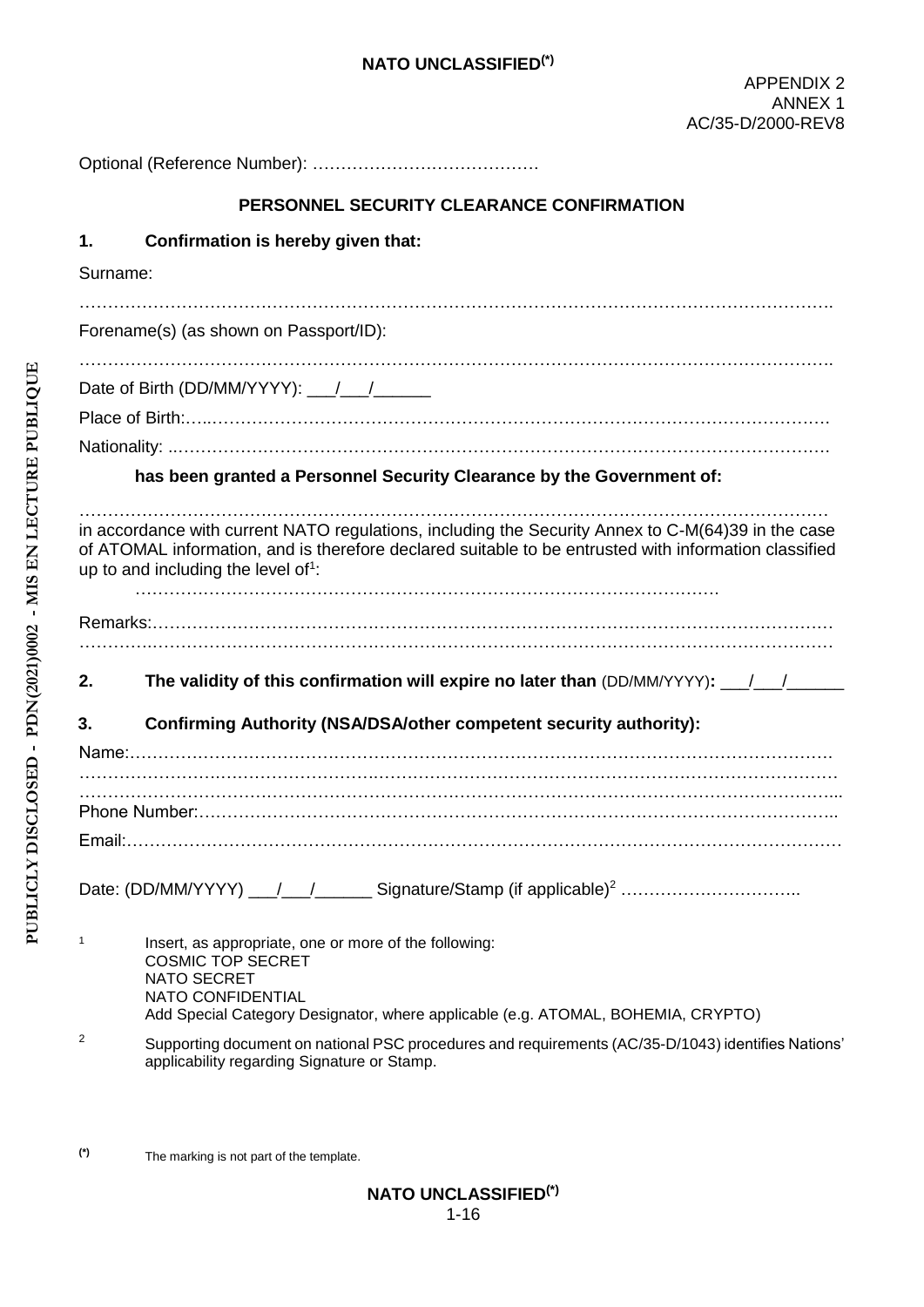APPENDIX 2
ANNEX 1
AC/35-D/2000-REV8

Optional (Reference Number): ………………………………….

## PERSONNEL SECURITY CLEARANCE CONFIRMATION

**1. Confirmation is hereby given that:**

Surname:

……………………………………………………………………………………………………………….

Forename(s) (as shown on Passport/ID):

……………………………………………………………………………………………………………….

Date of Birth (DD/MM/YYYY): ___/___/______

Place of Birth:…..……………………………………………………………………………………………

Nationality: ..……………………………………………………………………………………………………

**has been granted a Personnel Security Clearance by the Government of:**

……………………………………………………………………………………………………………….

in accordance with current NATO regulations, including the Security Annex to C-M(64)39 in the case of ATOMAL information, and is therefore declared suitable to be entrusted with information classified up to and including the level of[1]:

………………………………………………………………………………………….

Remarks:……………………………………………………………………………………………………
……………………………………………………………………………………………………………….

**2. The validity of this confirmation will expire no later than** (DD/MM/YYYY)**:** ___/___/______

**3. Confirming Authority (NSA/DSA/other competent security authority):**

Name:………………………………………………………………………………………………………
……………………………………………………………………………………………………………….
……………………………………………………………………………………………………………….

Phone Number:……………………………………………………………………………………………..

Email:………………………………………………………………………………………………………

Date: (DD/MM/YYYY) ___/___/______ Signature/Stamp (if applicable)[2] …………………………..

[1] Insert, as appropriate, one or more of the following:
COSMIC TOP SECRET
NATO SECRET
NATO CONFIDENTIAL
Add Special Category Designator, where applicable (e.g. ATOMAL, BOHEMIA, CRYPTO)

[2] Supporting document on national PSC procedures and requirements (AC/35-D/1043) identifies Nations' applicability regarding Signature or Stamp.

(*) The marking is not part of the template.